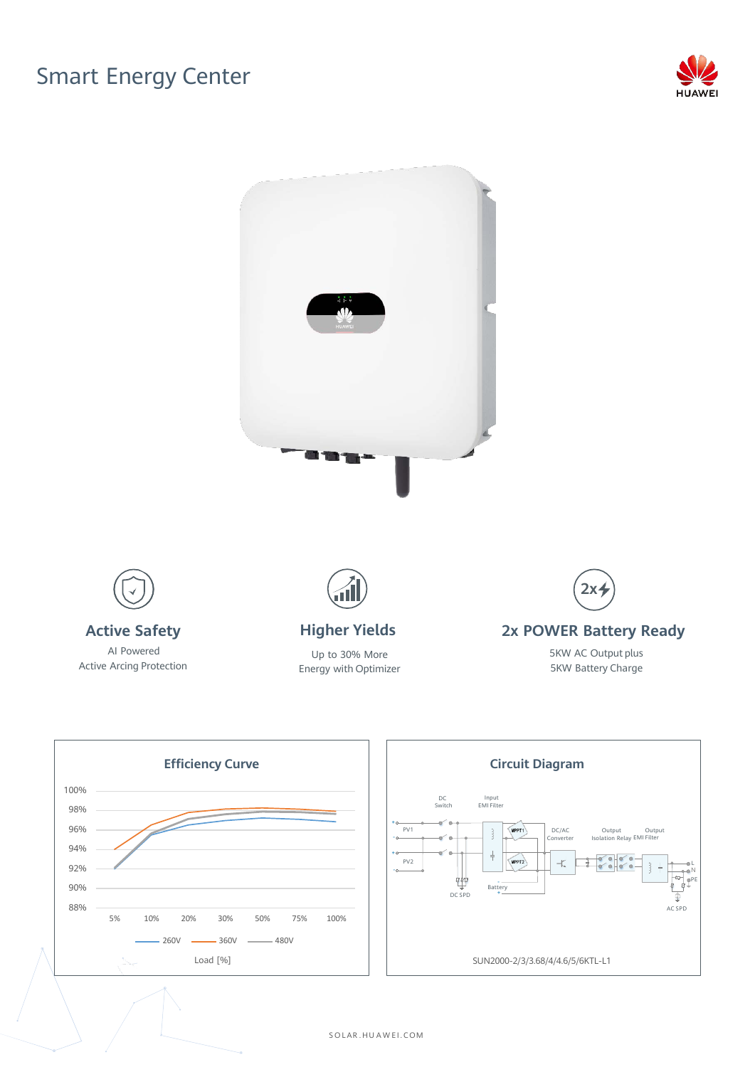# Smart Energy Center

HUAWEI

## Active Safety

AI Powered
Active Arcing Protection

## Higher Yields

Up to 30% More
Energy with Optimizer

## 2x POWER Battery Ready

5KW AC Output plus
5KW Battery Charge

### Efficiency Curve

100%
98%
96%
94%
92%
90%
88%

5% 10% 20% 30% 50% 75% 100%

260V 360V 480V

Load [%]

### Circuit Diagram

DC Switch
Input EMI Filter
PV1
PV2
MPPT1
MPPT2
DC/AC Converter
Output Isolation Relay
Output EMI Filter
Battery
DC SPD
AC SPD
L
N
PE

SUN2000-2/3/3.68/4/4.6/5/6KTL-L1

SOLAR.HUAWEI.COM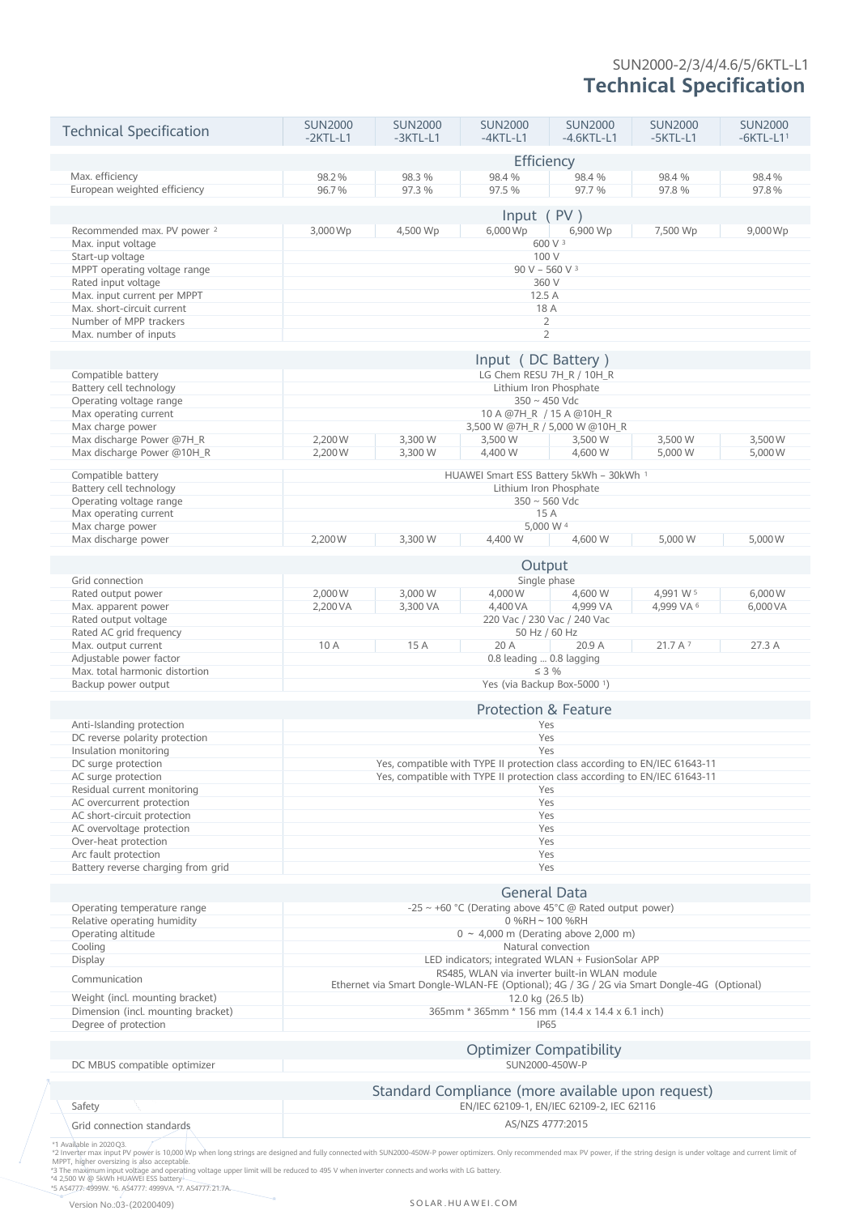SUN2000-2/3/4/4.6/5/6KTL-L1

# Technical Specification

| Technical Specification | SUN2000 -2KTL-L1 | SUN2000 -3KTL-L1 | SUN2000 -4KTL-L1 | SUN2000 -4.6KTL-L1 | SUN2000 -5KTL-L1 | SUN2000 -6KTL-L1[1] |
|---|---|---|---|---|---|---|
| **Efficiency** | | | | | | |
| Max. efficiency | 98.2 % | 98.3 % | 98.4 % | 98.4 % | 98.4 % | 98.4 % |
| European weighted efficiency | 96.7 % | 97.3 % | 97.5 % | 97.7 % | 97.8 % | 97.8 % |
| **Input （PV）** | | | | | | |
| Recommended max. PV power [2] | 3,000 Wp | 4,500 Wp | 6,000 Wp | 6,900 Wp | 7,500 Wp | 9,000 Wp |
| Max. input voltage | 600 V [3] | | | | | |
| Start-up voltage | 100 V | | | | | |
| MPPT operating voltage range | 90 V – 560 V [3] | | | | | |
| Rated input voltage | 360 V | | | | | |
| Max. input current per MPPT | 12.5 A | | | | | |
| Max. short-circuit current | 18 A | | | | | |
| Number of MPP trackers | 2 | | | | | |
| Max. number of inputs | 2 | | | | | |
| **Input （DC Battery）** | | | | | | |
| Compatible battery | LG Chem RESU 7H_R / 10H_R | | | | | |
| Battery cell technology | Lithium Iron Phosphate | | | | | |
| Operating voltage range | 350 ~ 450 Vdc | | | | | |
| Max operating current | 10 A @7H_R / 15 A @10H_R | | | | | |
| Max charge power | 3,500 W @7H_R / 5,000 W @10H_R | | | | | |
| Max discharge Power @7H_R | 2,200 W | 3,300 W | 3,500 W | 3,500 W | 3,500 W | 3,500 W |
| Max discharge Power @10H_R | 2,200 W | 3,300 W | 4,400 W | 4,600 W | 5,000 W | 5,000 W |
| Compatible battery | HUAWEI Smart ESS Battery 5kWh – 30kWh [1] | | | | | |
| Battery cell technology | Lithium Iron Phosphate | | | | | |
| Operating voltage range | 350 ~ 560 Vdc | | | | | |
| Max operating current | 15 A | | | | | |
| Max charge power | 5,000 W [4] | | | | | |
| Max discharge power | 2,200 W | 3,300 W | 4,400 W | 4,600 W | 5,000 W | 5,000 W |
| **Output** | | | | | | |
| Grid connection | Single phase | | | | | |
| Rated output power | 2,000 W | 3,000 W | 4,000 W | 4,600 W | 4,991 W [5] | 6,000 W |
| Max. apparent power | 2,200 VA | 3,300 VA | 4,400 VA | 4,999 VA | 4,999 VA [6] | 6,000 VA |
| Rated output voltage | 220 Vac / 230 Vac / 240 Vac | | | | | |
| Rated AC grid frequency | 50 Hz / 60 Hz | | | | | |
| Max. output current | 10 A | 15 A | 20 A | 20.9 A | 21.7 A [7] | 27.3 A |
| Adjustable power factor | 0.8 leading ... 0.8 lagging | | | | | |
| Max. total harmonic distortion | ≤ 3 % | | | | | |
| Backup power output | Yes (via Backup Box-5000 [1]) | | | | | |
| **Protection & Feature** | | | | | | |
| Anti-Islanding protection | Yes | | | | | |
| DC reverse polarity protection | Yes | | | | | |
| Insulation monitoring | Yes | | | | | |
| DC surge protection | Yes, compatible with TYPE II protection class according to EN/IEC 61643-11 | | | | | |
| AC surge protection | Yes, compatible with TYPE II protection class according to EN/IEC 61643-11 | | | | | |
| Residual current monitoring | Yes | | | | | |
| AC overcurrent protection | Yes | | | | | |
| AC short-circuit protection | Yes | | | | | |
| AC overvoltage protection | Yes | | | | | |
| Over-heat protection | Yes | | | | | |
| Arc fault protection | Yes | | | | | |
| Battery reverse charging from grid | Yes | | | | | |
| **General Data** | | | | | | |
| Operating temperature range | -25 ~ +60 °C (Derating above 45°C @ Rated output power) | | | | | |
| Relative operating humidity | 0 %RH ~ 100 %RH | | | | | |
| Operating altitude | 0 ~ 4,000 m (Derating above 2,000 m) | | | | | |
| Cooling | Natural convection | | | | | |
| Display | LED indicators; integrated WLAN + FusionSolar APP | | | | | |
| Communication | RS485, WLAN via inverter built-in WLAN module<br>Ethernet via Smart Dongle-WLAN-FE (Optional); 4G / 3G / 2G via Smart Dongle-4G (Optional) | | | | | |
| Weight (incl. mounting bracket) | 12.0 kg (26.5 lb) | | | | | |
| Dimension (incl. mounting bracket) | 365mm * 365mm * 156 mm (14.4 x 14.4 x 6.1 inch) | | | | | |
| Degree of protection | IP65 | | | | | |
| **Optimizer Compatibility** | | | | | | |
| DC MBUS compatible optimizer | SUN2000-450W-P | | | | | |
| **Standard Compliance (more available upon request)** | | | | | | |
| Safety | EN/IEC 62109-1, EN/IEC 62109-2, IEC 62116 | | | | | |
| Grid connection standards | AS/NZS 4777:2015 | | | | | |

*1 Available in 2020Q3.
*2 Inverter max input PV power is 10,000 Wp when long strings are designed and fully connected with SUN2000-450W-P power optimizers. Only recommended max PV power, if the string design is under voltage and current limit of MPPT, higher oversizing is also acceptable.
*3 The maximum input voltage and operating voltage upper limit will be reduced to 495 V when inverter connects and works with LG battery.
*4 2,500 W @ 5kWh HUAWEI ESS battery
*5 AS4777: 4999W. *6. AS4777: 4999VA. *7. AS4777: 21.7A.

Version No.:03-(20200409)

SOLAR.HUAWEI.COM